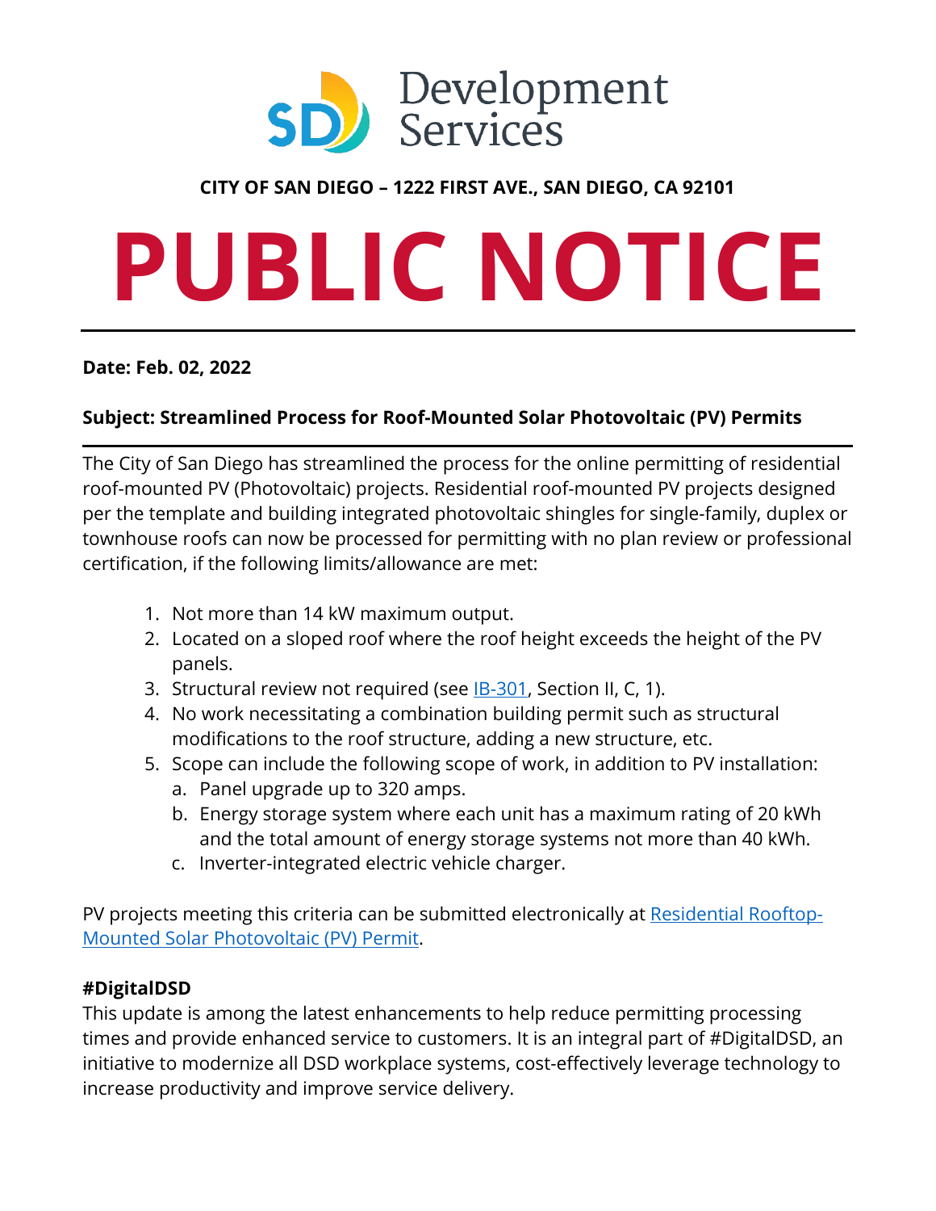Development Services

**CITY OF SAN DIEGO – 1222 FIRST AVE., SAN DIEGO, CA 92101**

# PUBLIC NOTICE

---

**Date: Feb. 02, 2022**

**Subject: Streamlined Process for Roof-Mounted Solar Photovoltaic (PV) Permits**

---

The City of San Diego has streamlined the process for the online permitting of residential roof-mounted PV (Photovoltaic) projects. Residential roof-mounted PV projects designed per the template and building integrated photovoltaic shingles for single-family, duplex or townhouse roofs can now be processed for permitting with no plan review or professional certification, if the following limits/allowance are met:

1. Not more than 14 kW maximum output.
2. Located on a sloped roof where the roof height exceeds the height of the PV panels.
3. Structural review not required (see IB-301, Section II, C, 1).
4. No work necessitating a combination building permit such as structural modifications to the roof structure, adding a new structure, etc.
5. Scope can include the following scope of work, in addition to PV installation:
   a. Panel upgrade up to 320 amps.
   b. Energy storage system where each unit has a maximum rating of 20 kWh and the total amount of energy storage systems not more than 40 kWh.
   c. Inverter-integrated electric vehicle charger.

PV projects meeting this criteria can be submitted electronically at Residential Rooftop-Mounted Solar Photovoltaic (PV) Permit.

### #DigitalDSD

This update is among the latest enhancements to help reduce permitting processing times and provide enhanced service to customers. It is an integral part of #DigitalDSD, an initiative to modernize all DSD workplace systems, cost-effectively leverage technology to increase productivity and improve service delivery.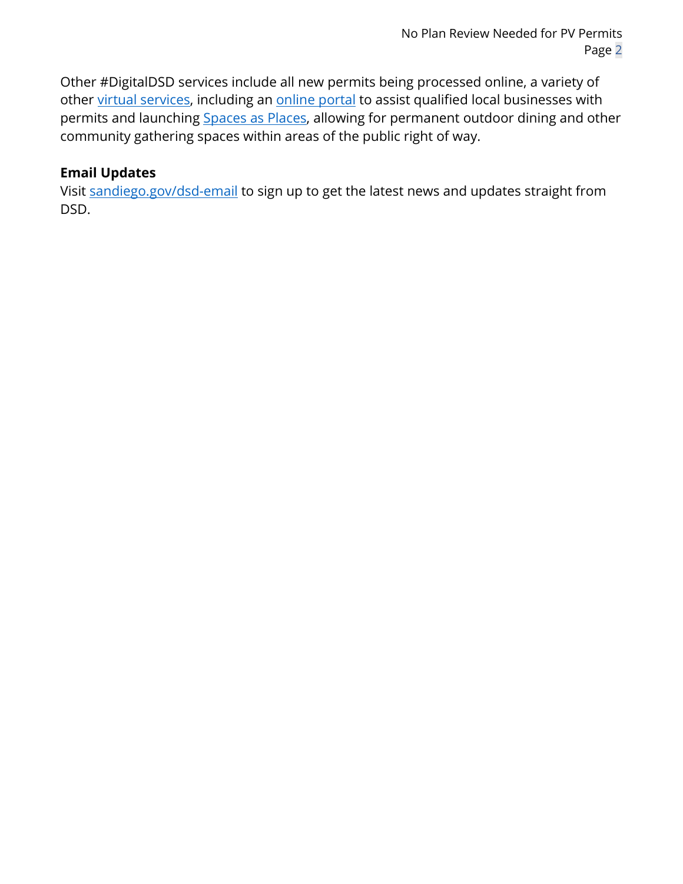Other #DigitalDSD services include all new permits being processed online, a variety of other [virtual services](), including an [online portal]() to assist qualified local businesses with permits and launching [Spaces as Places](), allowing for permanent outdoor dining and other community gathering spaces within areas of the public right of way.

**Email Updates**

Visit [sandiego.gov/dsd-email]() to sign up to get the latest news and updates straight from DSD.